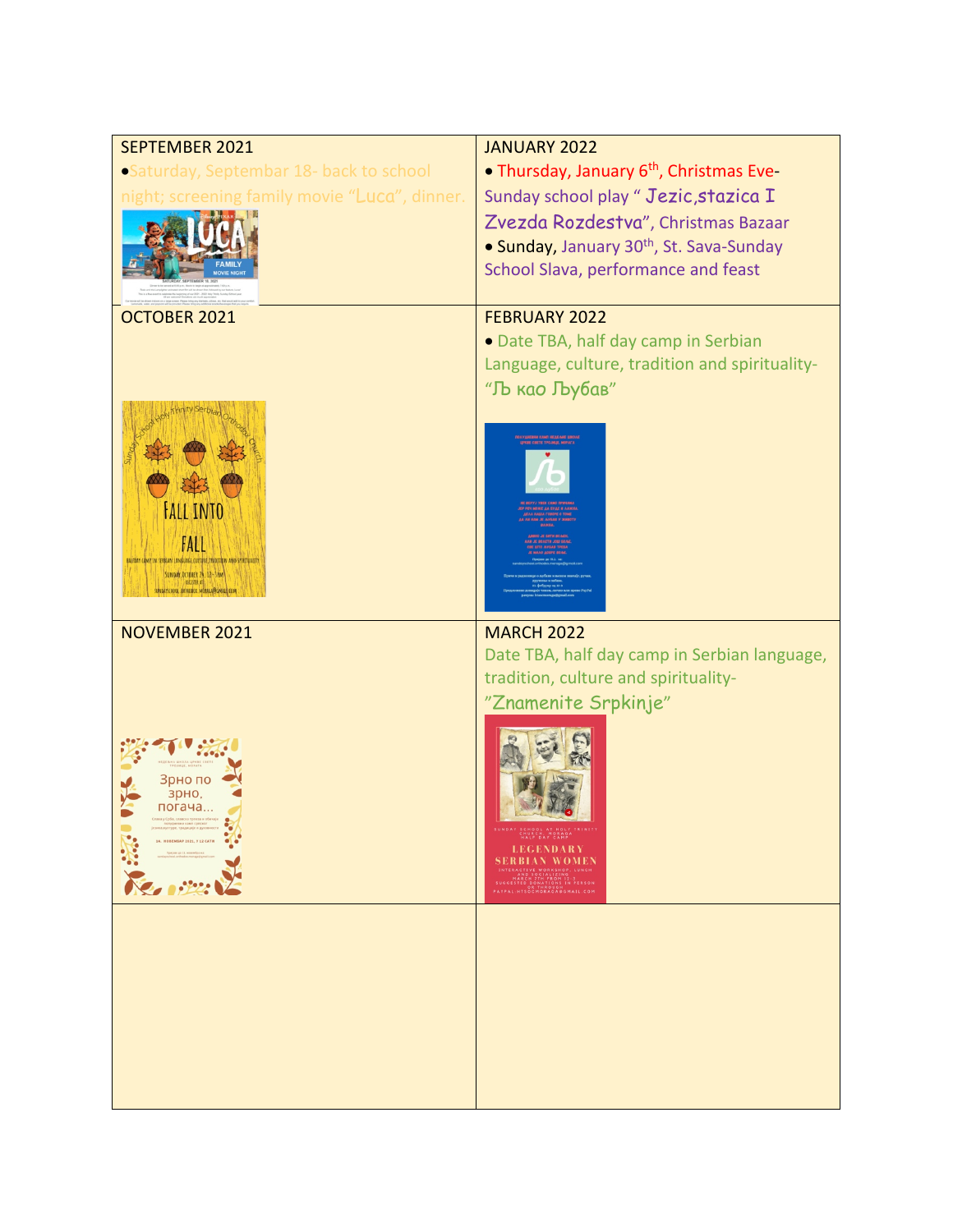| SEPTEMBER 2021 | JANUARY 2022 |
| --- | --- |
| • Saturday, Septembar 18- back to school night; screening family movie "Luca", dinner. | • Thursday, January 6th, Christmas Eve- Sunday school play " Jezic,stazica I Zvezda Rozdestva", Christmas Bazaar<br>• Sunday, January 30th, St. Sava-Sunday School Slava, performance and feast |
| OCTOBER 2021 | FEBRUARY 2022<br>• Date TBA, half day camp in Serbian Language, culture, tradition and spirituality- "Љ као Љубав" |
| NOVEMBER 2021 | MARCH 2022<br>Date TBA, half day camp in Serbian language, tradition, culture and spirituality- "Znamenite Srpkinje" |
| | |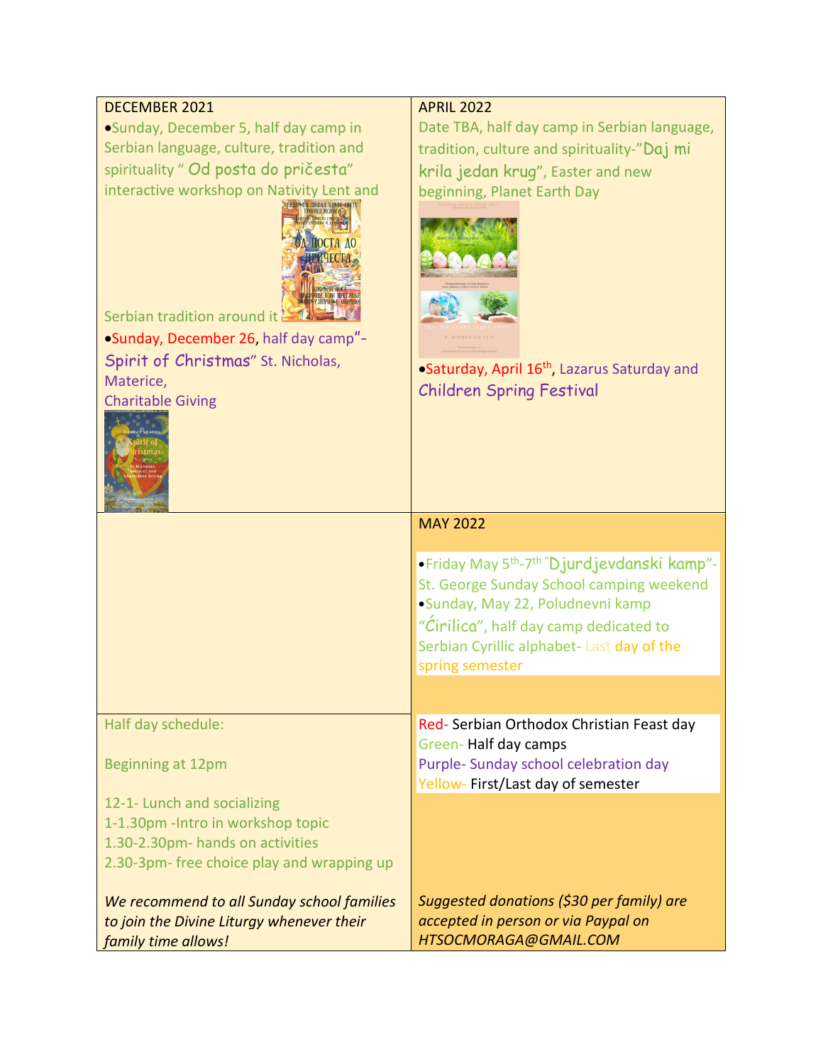| | |
|---|---|
| DECEMBER 2021<br>•Sunday, December 5, half day camp in Serbian language, culture, tradition and spirituality " Od posta do pričesta" interactive workshop on Nativity Lent and Serbian tradition around it<br>•Sunday, December 26, half day camp"- Spirit of Christmas" St. Nicholas, Materice, Charitable Giving | APRIL 2022<br>Date TBA, half day camp in Serbian language, tradition, culture and spirituality-"Daj mi krila jedan krug", Easter and new beginning, Planet Earth Day<br>•Saturday, April 16th, Lazarus Saturday and Children Spring Festival |
| | MAY 2022<br>•Friday May 5th-7th "Djurdjevdanski kamp"- St. George Sunday School camping weekend<br>•Sunday, May 22, Poludnevni kamp "Ćirilica", half day camp dedicated to Serbian Cyrillic alphabet- Last day of the spring semester |
| Half day schedule:<br><br>Beginning at 12pm<br><br>12-1- Lunch and socializing<br>1-1.30pm -Intro in workshop topic<br>1.30-2.30pm- hands on activities<br>2.30-3pm- free choice play and wrapping up<br><br>*We recommend to all Sunday school families to join the Divine Liturgy whenever their family time allows!* | Red- Serbian Orthodox Christian Feast day<br>Green- Half day camps<br>Purple- Sunday school celebration day<br>Yellow- First/Last day of semester<br><br>*Suggested donations ($30 per family) are accepted in person or via Paypal on HTSOCMORAGA@GMAIL.COM* |